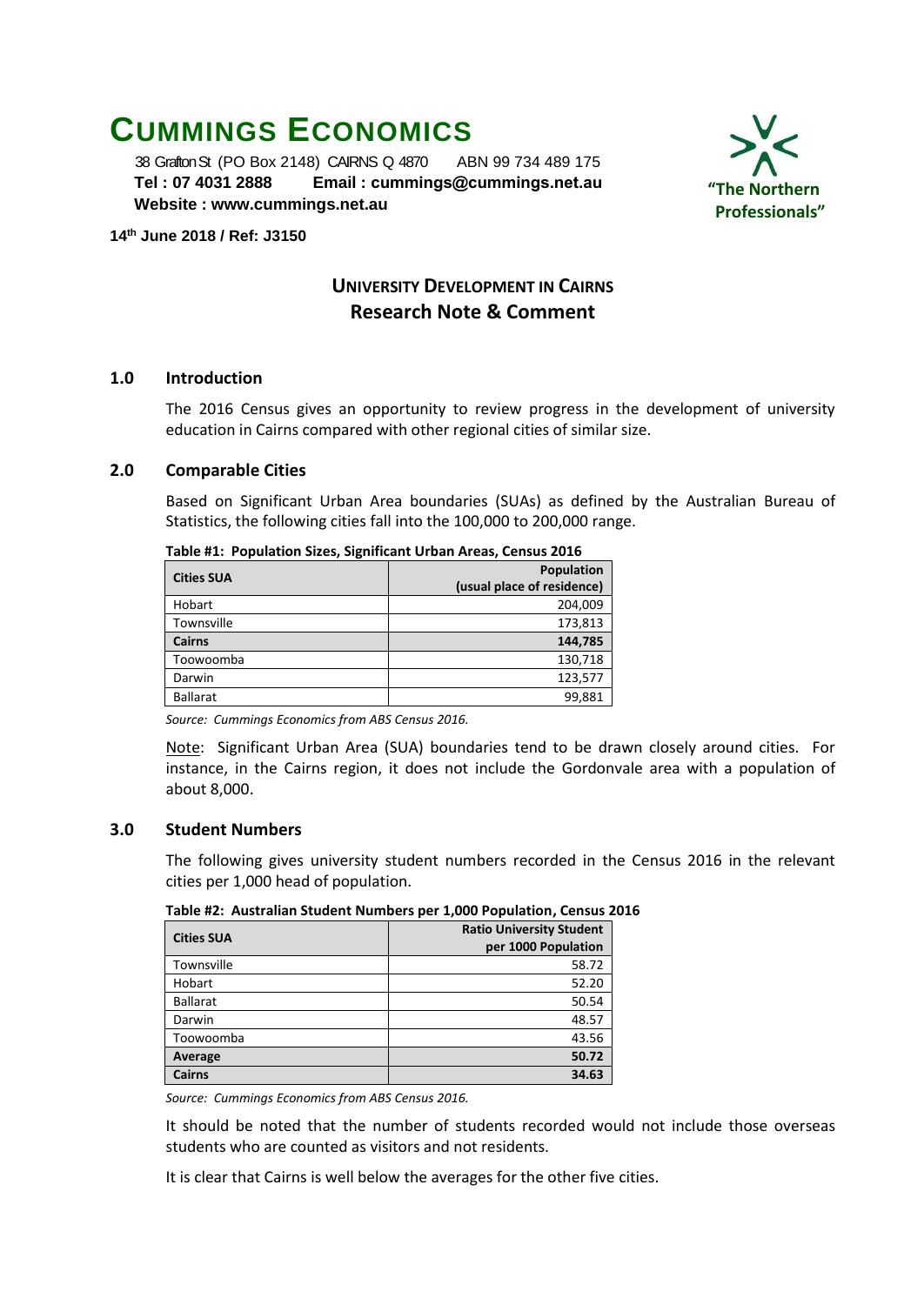# CUMMINGS ECONOMICS

38 Grafton St (PO Box 2148) CAIRNS Q 4870 ABN 99 734 489 175
**Tel : 07 4031 2888 Email : cummings@cummings.net.au**
**Website : www.cummings.net.au**

**"The Northern Professionals"**

**14th June 2018 / Ref: J3150**

## UNIVERSITY DEVELOPMENT IN CAIRNS
## Research Note & Comment

### 1.0 Introduction

The 2016 Census gives an opportunity to review progress in the development of university education in Cairns compared with other regional cities of similar size.

### 2.0 Comparable Cities

Based on Significant Urban Area boundaries (SUAs) as defined by the Australian Bureau of Statistics, the following cities fall into the 100,000 to 200,000 range.

**Table #1: Population Sizes, Significant Urban Areas, Census 2016**

| Cities SUA | Population (usual place of residence) |
|---|---|
| Hobart | 204,009 |
| Townsville | 173,813 |
| **Cairns** | **144,785** |
| Toowoomba | 130,718 |
| Darwin | 123,577 |
| Ballarat | 99,881 |

*Source: Cummings Economics from ABS Census 2016.*

Note: Significant Urban Area (SUA) boundaries tend to be drawn closely around cities. For instance, in the Cairns region, it does not include the Gordonvale area with a population of about 8,000.

### 3.0 Student Numbers

The following gives university student numbers recorded in the Census 2016 in the relevant cities per 1,000 head of population.

**Table #2: Australian Student Numbers per 1,000 Population, Census 2016**

| Cities SUA | Ratio University Student per 1000 Population |
|---|---|
| Townsville | 58.72 |
| Hobart | 52.20 |
| Ballarat | 50.54 |
| Darwin | 48.57 |
| Toowoomba | 43.56 |
| **Average** | **50.72** |
| **Cairns** | **34.63** |

*Source: Cummings Economics from ABS Census 2016.*

It should be noted that the number of students recorded would not include those overseas students who are counted as visitors and not residents.

It is clear that Cairns is well below the averages for the other five cities.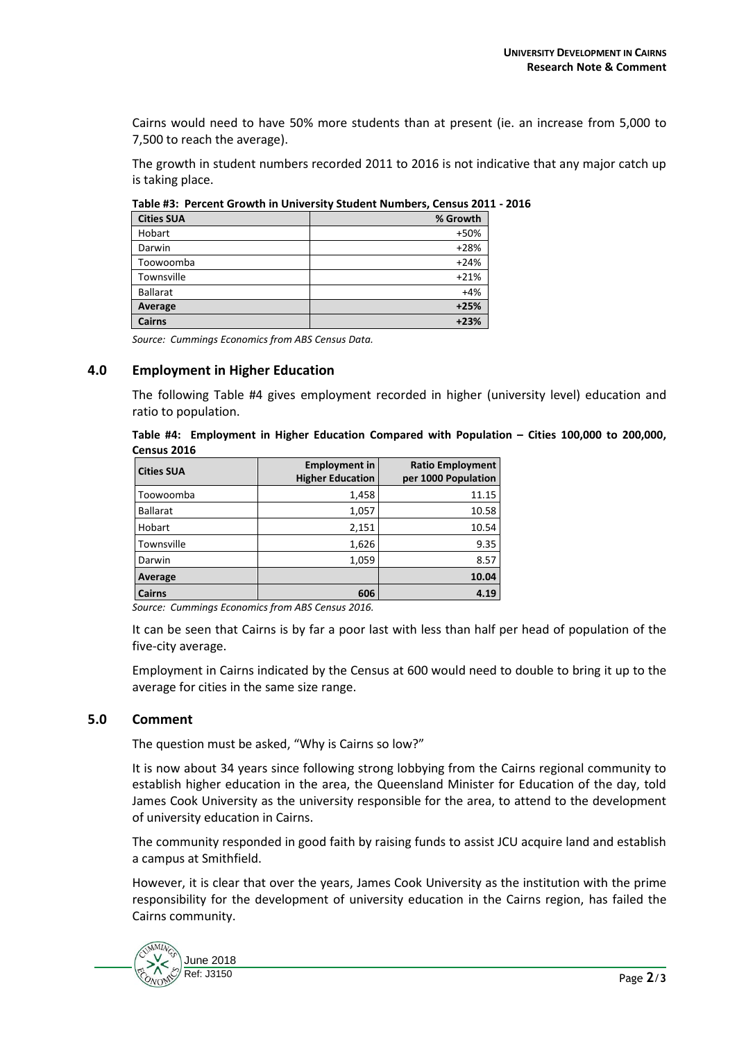Cairns would need to have 50% more students than at present (ie. an increase from 5,000 to 7,500 to reach the average).

The growth in student numbers recorded 2011 to 2016 is not indicative that any major catch up is taking place.

**Table #3: Percent Growth in University Student Numbers, Census 2011 - 2016**

| Cities SUA | % Growth |
|---|---|
| Hobart | +50% |
| Darwin | +28% |
| Toowoomba | +24% |
| Townsville | +21% |
| Ballarat | +4% |
| **Average** | **+25%** |
| **Cairns** | **+23%** |

*Source: Cummings Economics from ABS Census Data.*

## 4.0 Employment in Higher Education

The following Table #4 gives employment recorded in higher (university level) education and ratio to population.

**Table #4: Employment in Higher Education Compared with Population – Cities 100,000 to 200,000, Census 2016**

| Cities SUA | Employment in Higher Education | Ratio Employment per 1000 Population |
|---|---|---|
| Toowoomba | 1,458 | 11.15 |
| Ballarat | 1,057 | 10.58 |
| Hobart | 2,151 | 10.54 |
| Townsville | 1,626 | 9.35 |
| Darwin | 1,059 | 8.57 |
| **Average** | | **10.04** |
| **Cairns** | **606** | **4.19** |

*Source: Cummings Economics from ABS Census 2016.*

It can be seen that Cairns is by far a poor last with less than half per head of population of the five-city average.

Employment in Cairns indicated by the Census at 600 would need to double to bring it up to the average for cities in the same size range.

## 5.0 Comment

The question must be asked, "Why is Cairns so low?"

It is now about 34 years since following strong lobbying from the Cairns regional community to establish higher education in the area, the Queensland Minister for Education of the day, told James Cook University as the university responsible for the area, to attend to the development of university education in Cairns.

The community responded in good faith by raising funds to assist JCU acquire land and establish a campus at Smithfield.

However, it is clear that over the years, James Cook University as the institution with the prime responsibility for the development of university education in the Cairns region, has failed the Cairns community.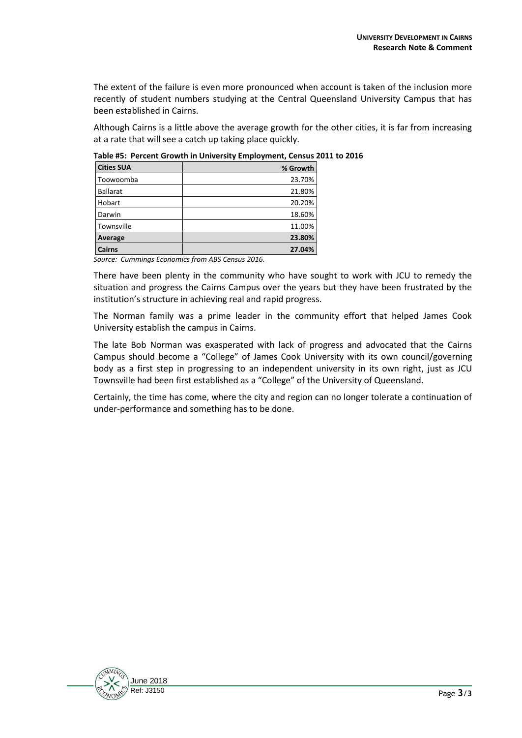The extent of the failure is even more pronounced when account is taken of the inclusion more recently of student numbers studying at the Central Queensland University Campus that has been established in Cairns.

Although Cairns is a little above the average growth for the other cities, it is far from increasing at a rate that will see a catch up taking place quickly.

**Table #5: Percent Growth in University Employment, Census 2011 to 2016**

| Cities SUA | % Growth |
|---|---|
| Toowoomba | 23.70% |
| Ballarat | 21.80% |
| Hobart | 20.20% |
| Darwin | 18.60% |
| Townsville | 11.00% |
| **Average** | **23.80%** |
| **Cairns** | **27.04%** |

*Source: Cummings Economics from ABS Census 2016.*

There have been plenty in the community who have sought to work with JCU to remedy the situation and progress the Cairns Campus over the years but they have been frustrated by the institution's structure in achieving real and rapid progress.

The Norman family was a prime leader in the community effort that helped James Cook University establish the campus in Cairns.

The late Bob Norman was exasperated with lack of progress and advocated that the Cairns Campus should become a "College" of James Cook University with its own council/governing body as a first step in progressing to an independent university in its own right, just as JCU Townsville had been first established as a "College" of the University of Queensland.

Certainly, the time has come, where the city and region can no longer tolerate a continuation of under-performance and something has to be done.